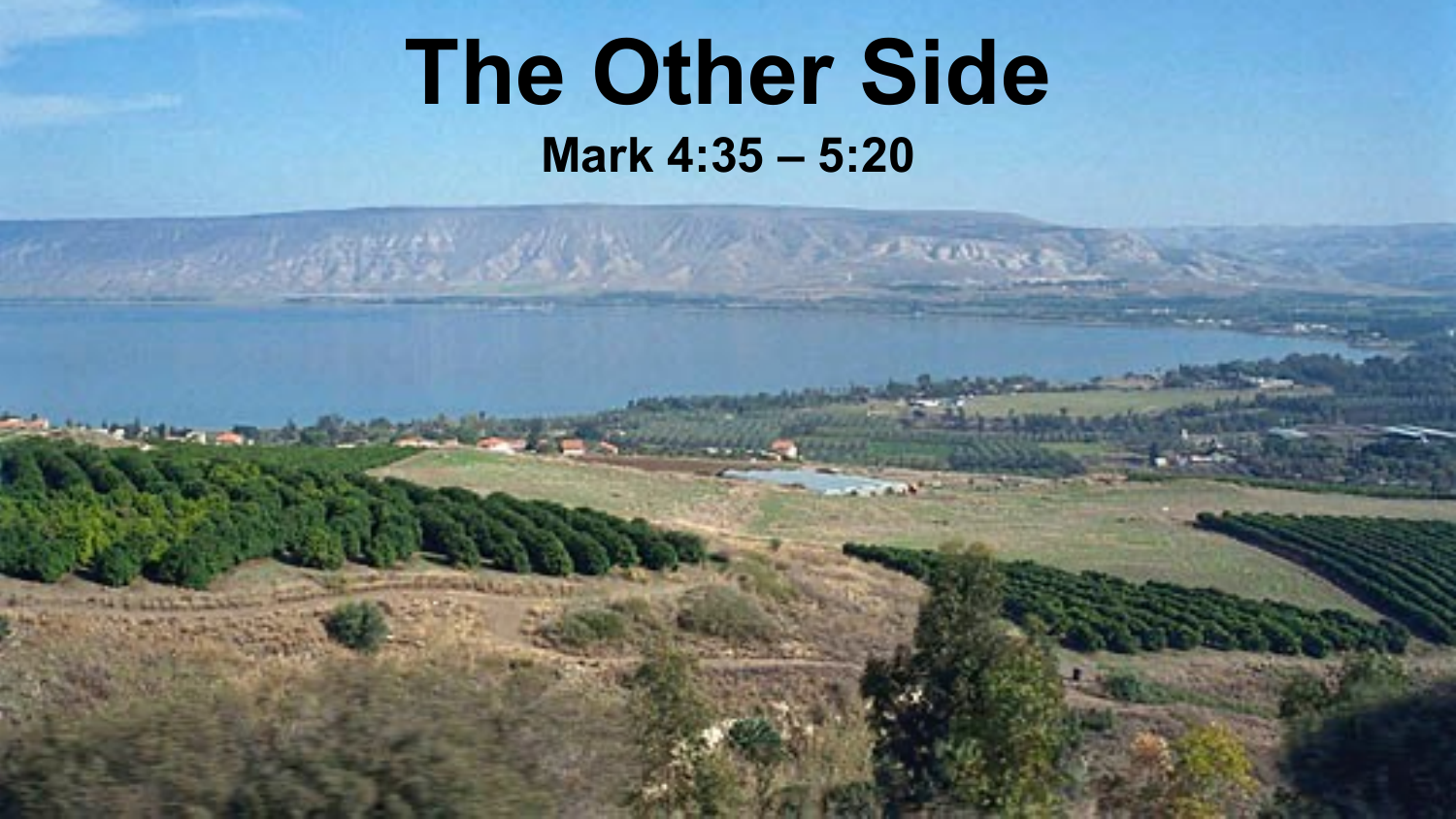# The Other Side

**Mark 4:35 – 5:20**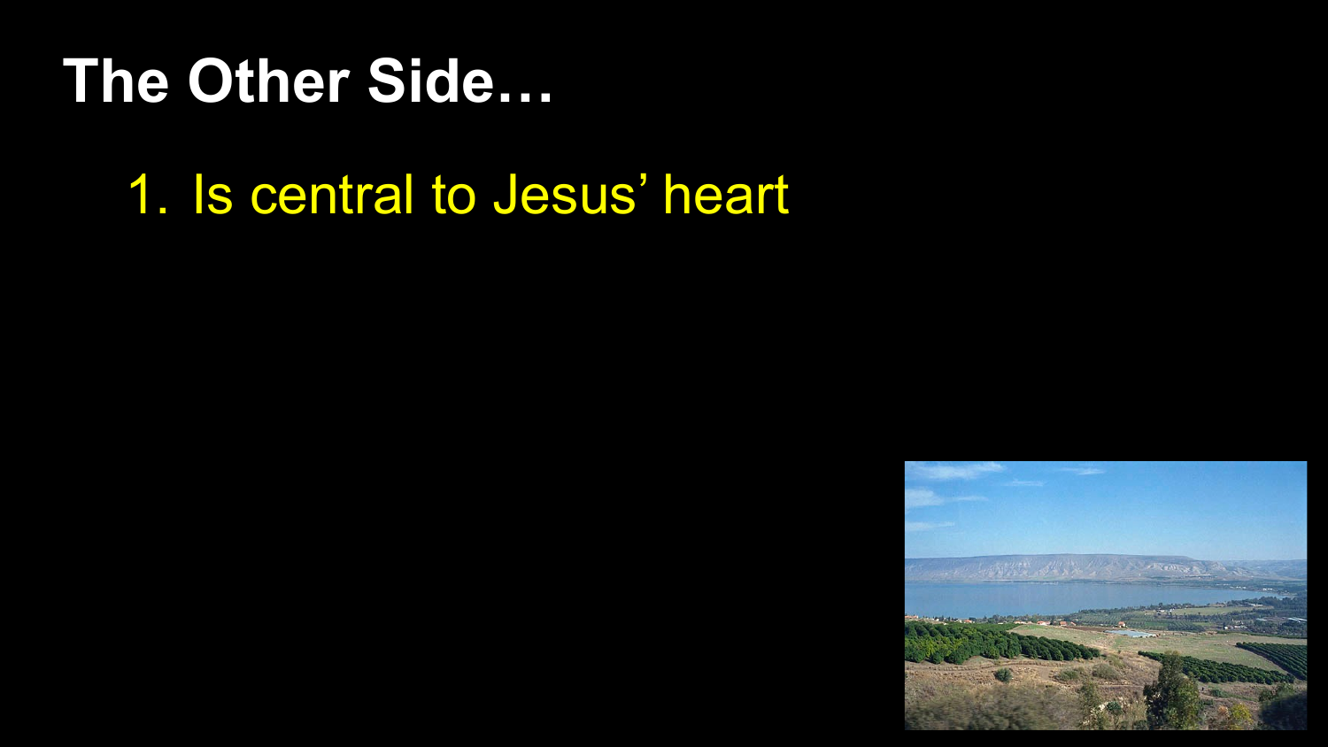# The Other Side…

1. Is central to Jesus' heart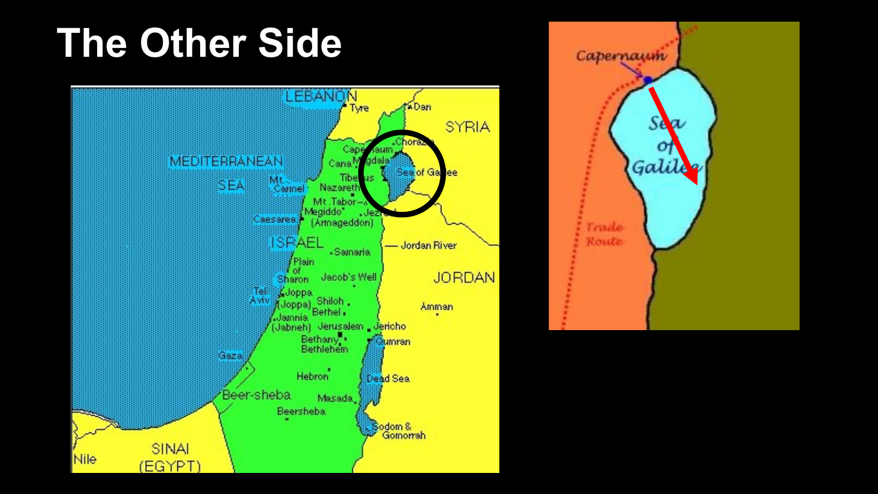# The Other Side

MEDITERRANEAN SEA
LEBANON
Tyre
Dan
SYRIA
Chorazin
Capernaum
Cana
Magdala
Sea of Galilee
Tiberius
Mt. Carmel
Nazareth
Mt. Tabor
Megiddo
(Armageddon)
Jezreel
Caesarea
ISRAEL
Samaria
Jordan River
Plain of Sharon
Jacob's Well
JORDAN
Tel Aviv
Joppa
(Joppa)
Shiloh
Bethel
Amman
Jamnia
(Jabneh)
Jerusalem
Jericho
Bethany
Bethlehem
Qumran
Gaza
Hebron
Dead Sea
Beer-sheba
Masada
Beersheba
Sodom & Gomorrah
SINAI
(EGYPT)
Nile

Capernaum
Sea of Galilee
Trade Route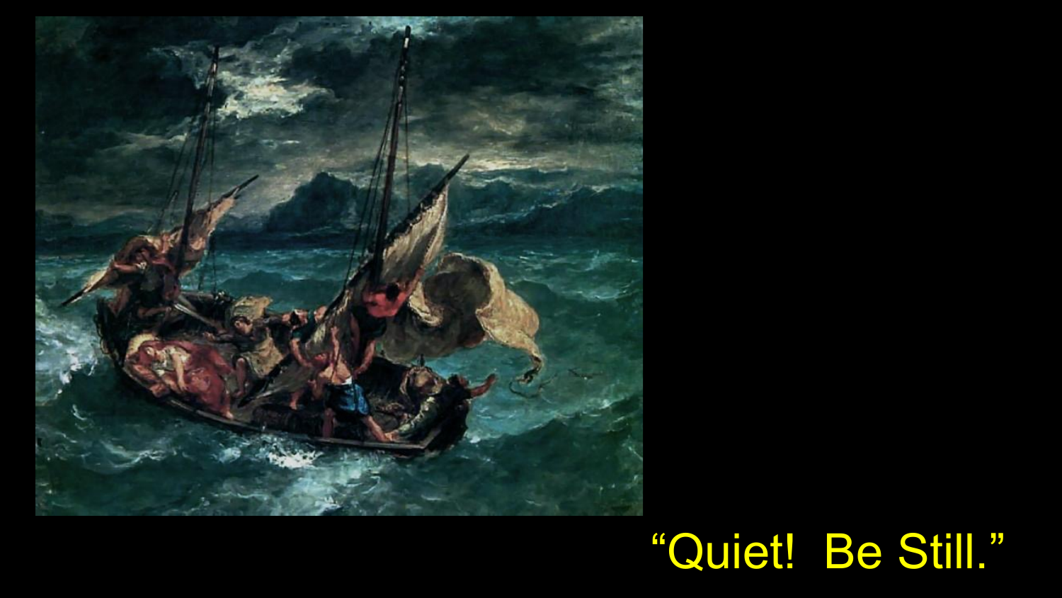“Quiet!  Be Still.”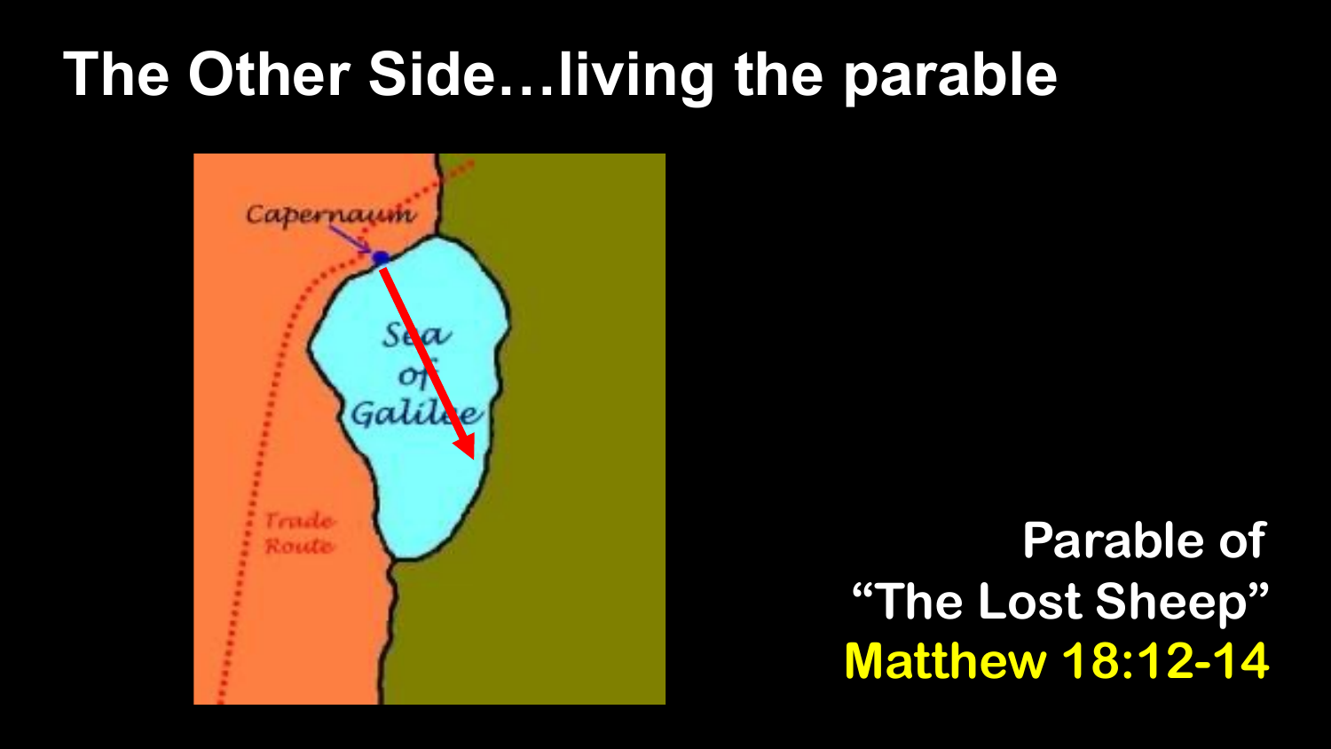# The Other Side…living the parable

Capernaum

Sea of Galilee

Trade Route

**Parable of "The Lost Sheep"**
**Matthew 18:12-14**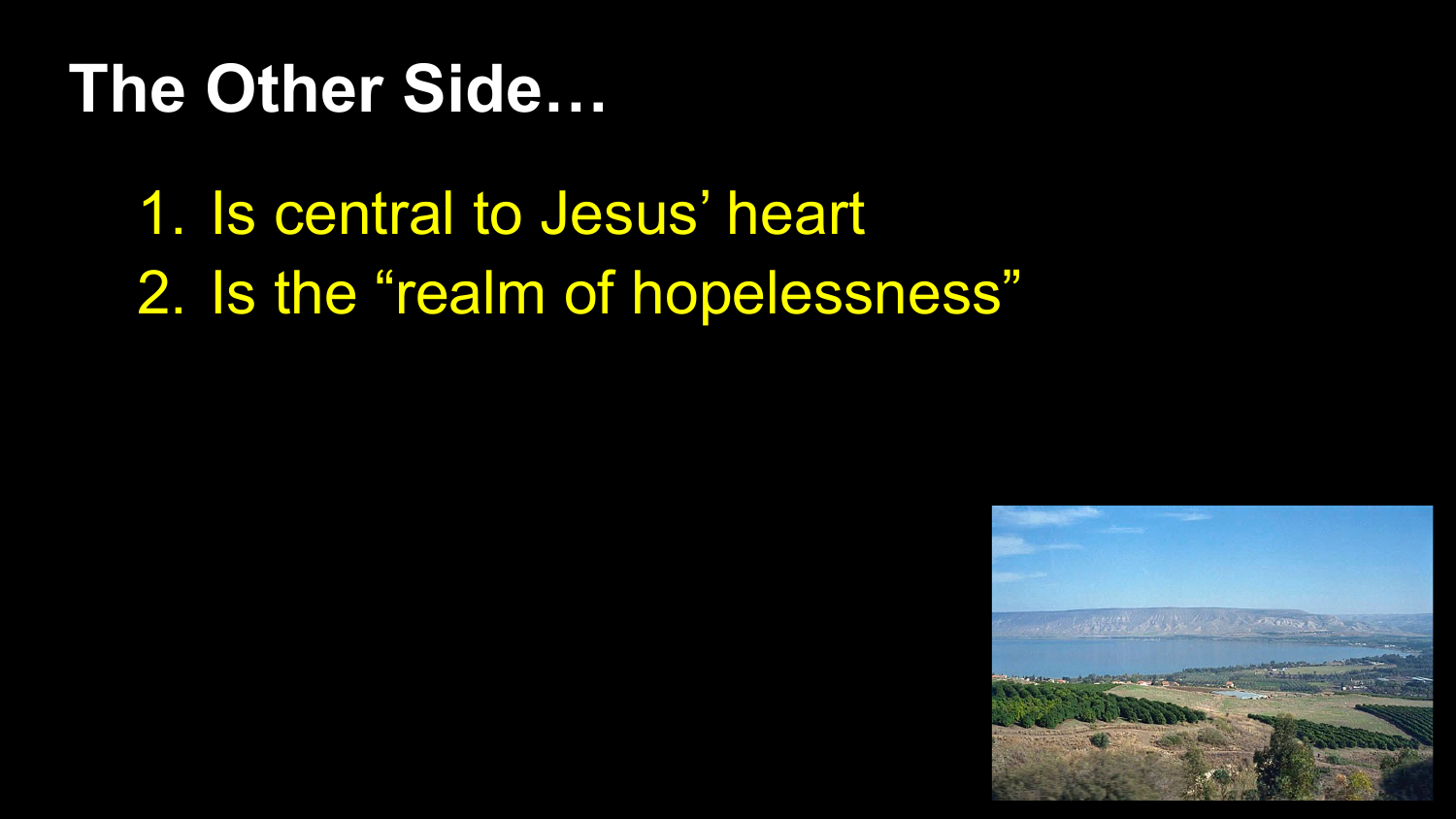# The Other Side…

1. Is central to Jesus' heart
2. Is the "realm of hopelessness"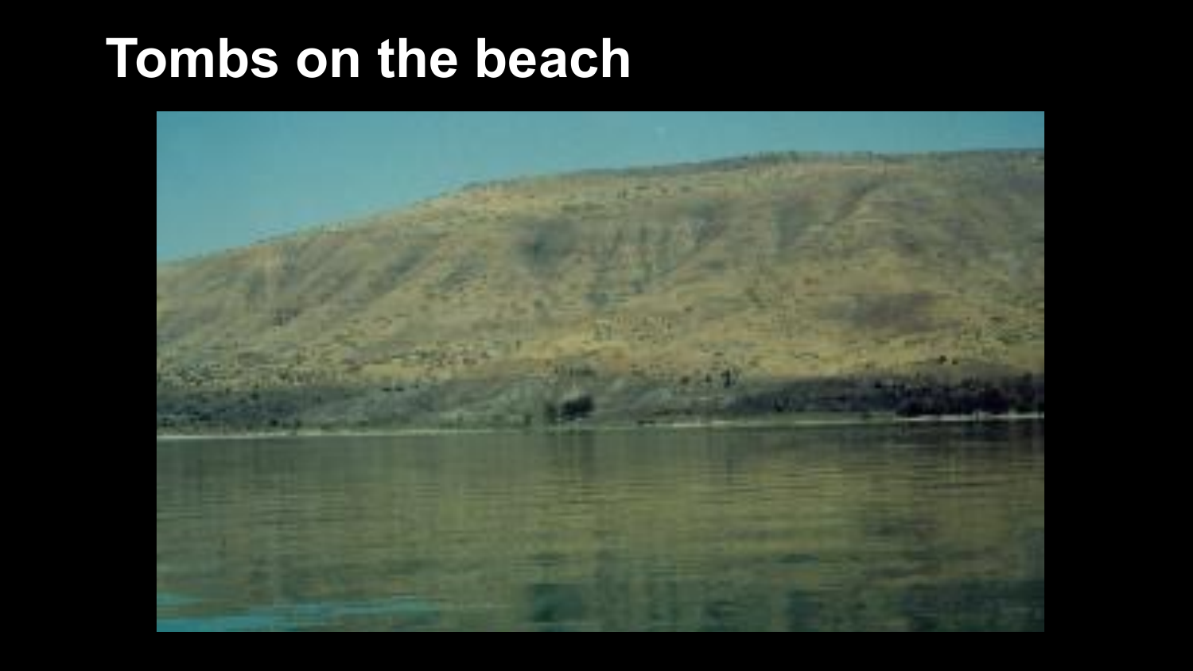# Tombs on the beach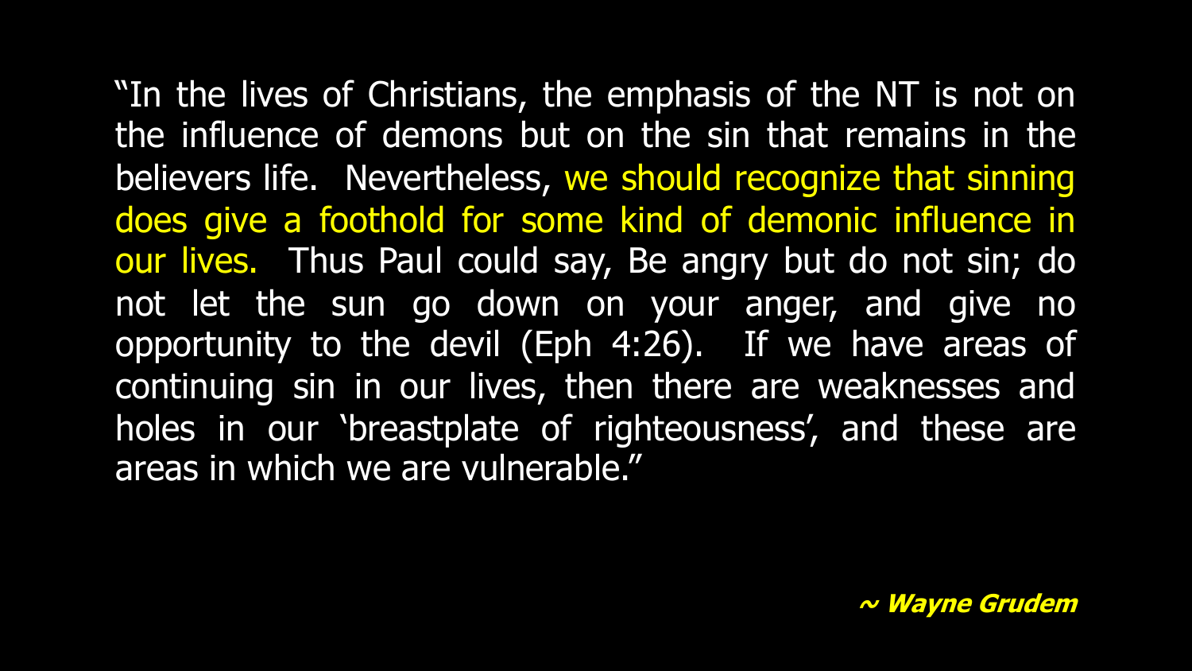"In the lives of Christians, the emphasis of the NT is not on the influence of demons but on the sin that remains in the believers life. Nevertheless, we should recognize that sinning does give a foothold for some kind of demonic influence in our lives. Thus Paul could say, Be angry but do not sin; do not let the sun go down on your anger, and give no opportunity to the devil (Eph 4:26). If we have areas of continuing sin in our lives, then there are weaknesses and holes in our 'breastplate of righteousness', and these are areas in which we are vulnerable."

***~ Wayne Grudem***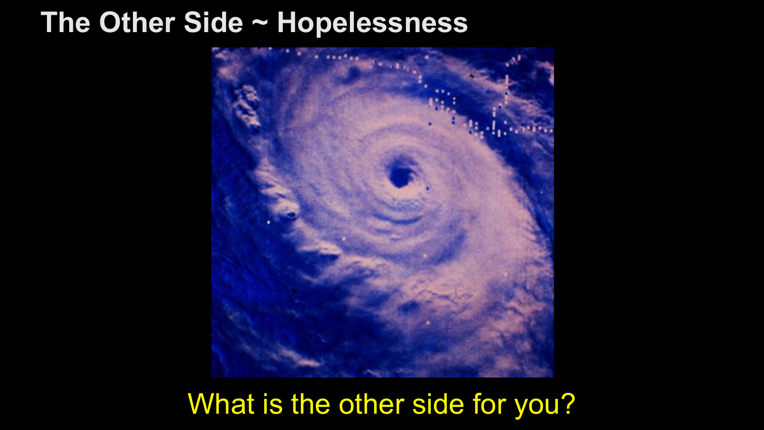# The Other Side ~ Hopelessness

What is the other side for you?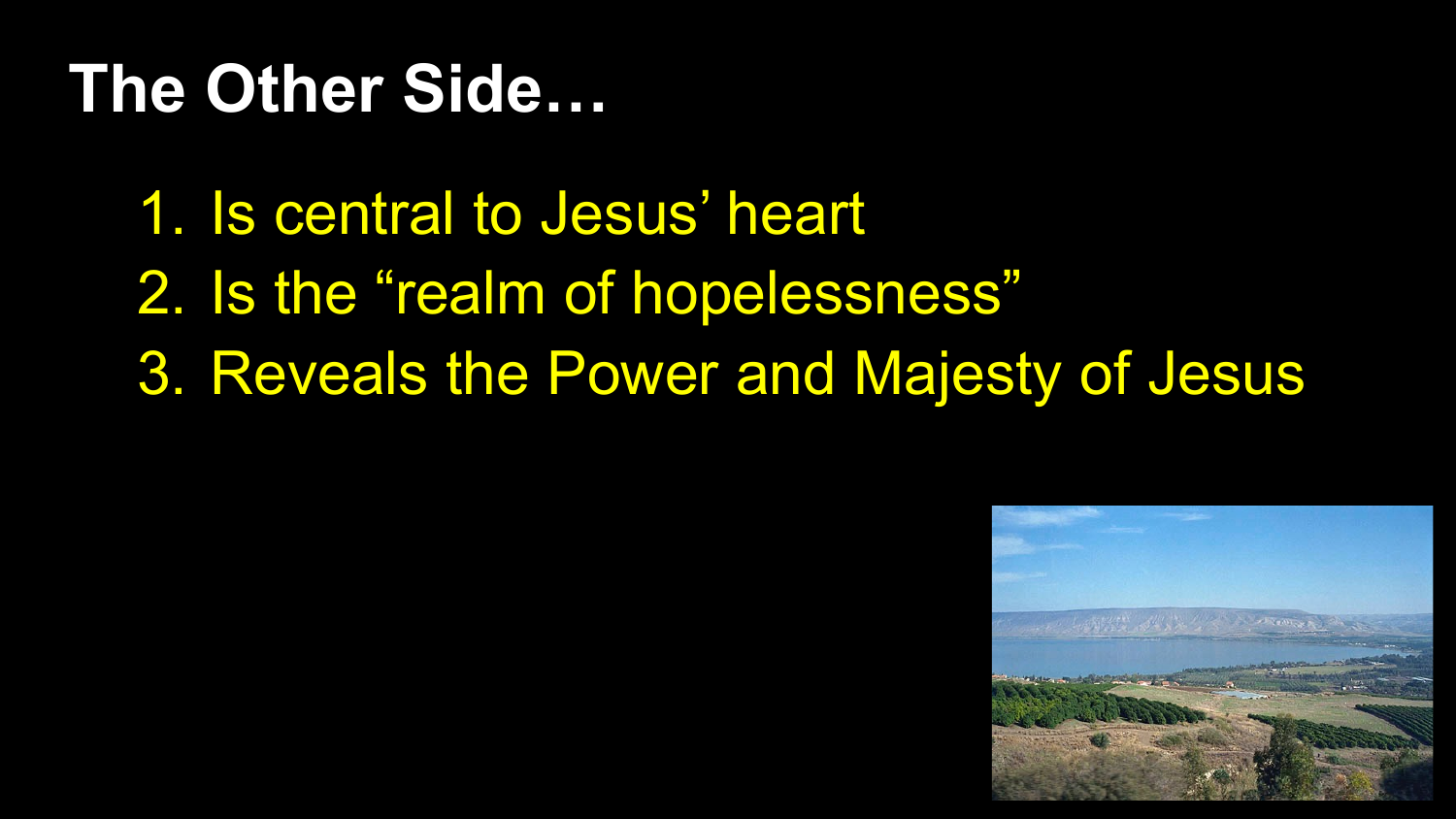# The Other Side…

1. Is central to Jesus' heart
2. Is the "realm of hopelessness"
3. Reveals the Power and Majesty of Jesus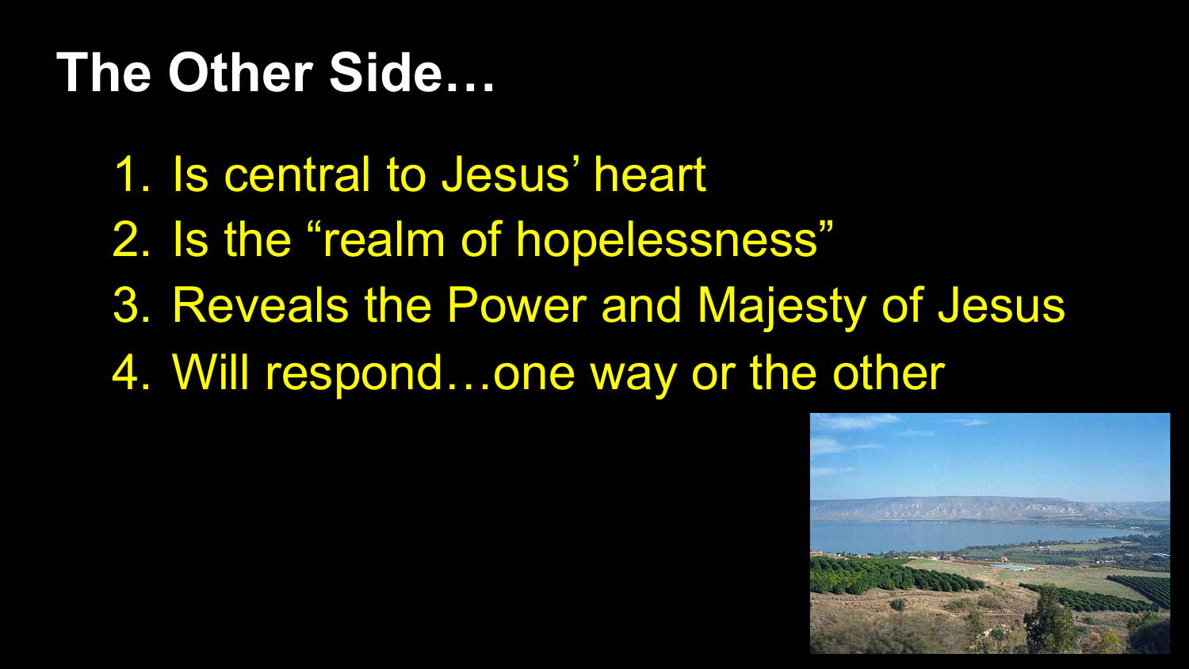# The Other Side…

1. Is central to Jesus' heart
2. Is the "realm of hopelessness"
3. Reveals the Power and Majesty of Jesus
4. Will respond…one way or the other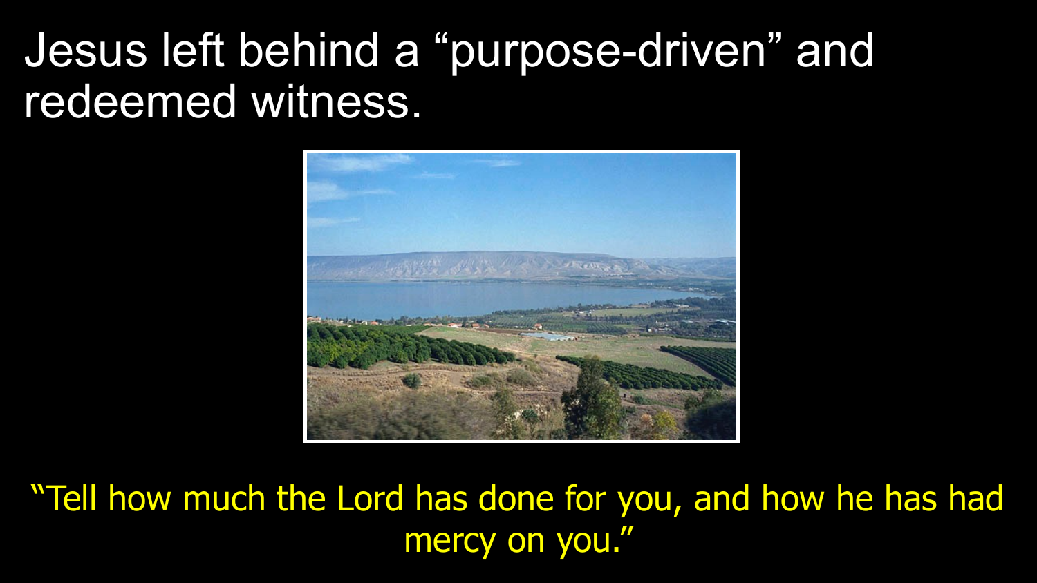# Jesus left behind a "purpose-driven" and redeemed witness.

"Tell how much the Lord has done for you, and how he has had mercy on you."